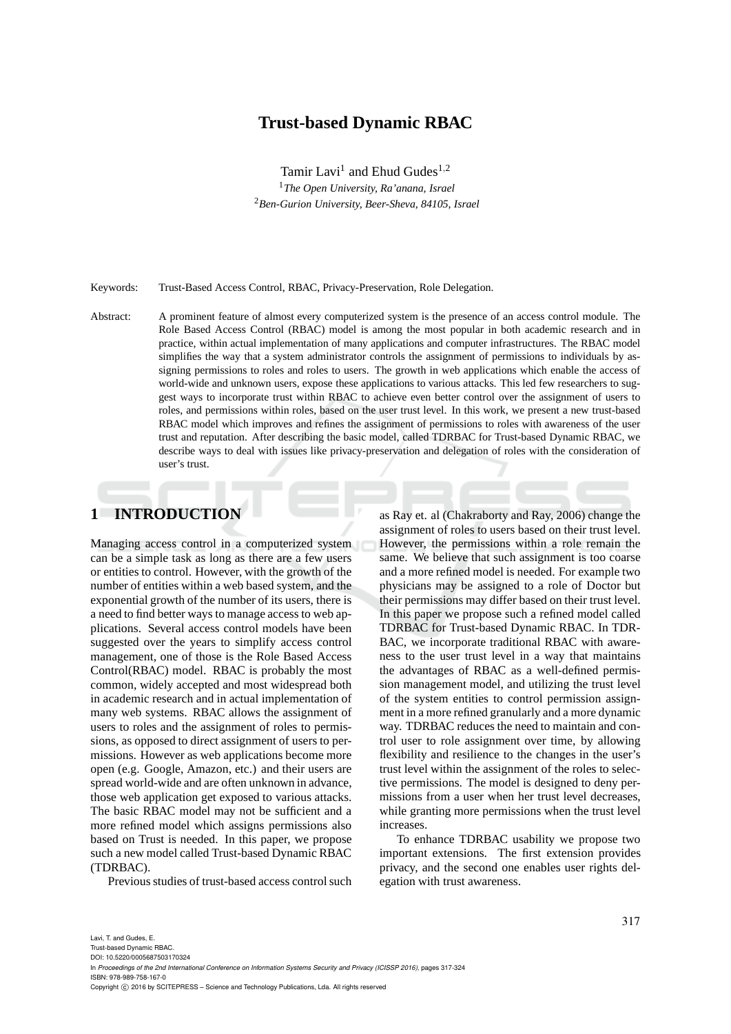# Trust-based Dynamic RBAC

Tamir Lavi[1] and Ehud Gudes[1,2]

[1]*The Open University, Ra'anana, Israel*
[2]*Ben-Gurion University, Beer-Sheva, 84105, Israel*

Keywords: Trust-Based Access Control, RBAC, Privacy-Preservation, Role Delegation.

Abstract: A prominent feature of almost every computerized system is the presence of an access control module. The Role Based Access Control (RBAC) model is among the most popular in both academic research and in practice, within actual implementation of many applications and computer infrastructures. The RBAC model simplifies the way that a system administrator controls the assignment of permissions to individuals by assigning permissions to roles and roles to users. The growth in web applications which enable the access of world-wide and unknown users, expose these applications to various attacks. This led few researchers to suggest ways to incorporate trust within RBAC to achieve even better control over the assignment of users to roles, and permissions within roles, based on the user trust level. In this work, we present a new trust-based RBAC model which improves and refines the assignment of permissions to roles with awareness of the user trust and reputation. After describing the basic model, called TDRBAC for Trust-based Dynamic RBAC, we describe ways to deal with issues like privacy-preservation and delegation of roles with the consideration of user's trust.

## 1 INTRODUCTION

Managing access control in a computerized system can be a simple task as long as there are a few users or entities to control. However, with the growth of the number of entities within a web based system, and the exponential growth of the number of its users, there is a need to find better ways to manage access to web applications. Several access control models have been suggested over the years to simplify access control management, one of those is the Role Based Access Control(RBAC) model. RBAC is probably the most common, widely accepted and most widespread both in academic research and in actual implementation of many web systems. RBAC allows the assignment of users to roles and the assignment of roles to permissions, as opposed to direct assignment of users to permissions. However as web applications become more open (e.g. Google, Amazon, etc.) and their users are spread world-wide and are often unknown in advance, those web application get exposed to various attacks. The basic RBAC model may not be sufficient and a more refined model which assigns permissions also based on Trust is needed. In this paper, we propose such a new model called Trust-based Dynamic RBAC (TDRBAC).

Previous studies of trust-based access control such as Ray et. al (Chakraborty and Ray, 2006) change the assignment of roles to users based on their trust level. However, the permissions within a role remain the same. We believe that such assignment is too coarse and a more refined model is needed. For example two physicians may be assigned to a role of Doctor but their permissions may differ based on their trust level. In this paper we propose such a refined model called TDRBAC for Trust-based Dynamic RBAC. In TDRBAC, we incorporate traditional RBAC with awareness to the user trust level in a way that maintains the advantages of RBAC as a well-defined permission management model, and utilizing the trust level of the system entities to control permission assignment in a more refined granularly and a more dynamic way. TDRBAC reduces the need to maintain and control user to role assignment over time, by allowing flexibility and resilience to the changes in the user's trust level within the assignment of the roles to selective permissions. The model is designed to deny permissions from a user when her trust level decreases, while granting more permissions when the trust level increases.

To enhance TDRBAC usability we propose two important extensions. The first extension provides privacy, and the second one enables user rights delegation with trust awareness.

Lavi, T. and Gudes, E.
Trust-based Dynamic RBAC.
DOI: 10.5220/0005687503170324
In *Proceedings of the 2nd International Conference on Information Systems Security and Privacy (ICISSP 2016)*, pages 317-324
ISBN: 978-989-758-167-0
Copyright © 2016 by SCITEPRESS – Science and Technology Publications, Lda. All rights reserved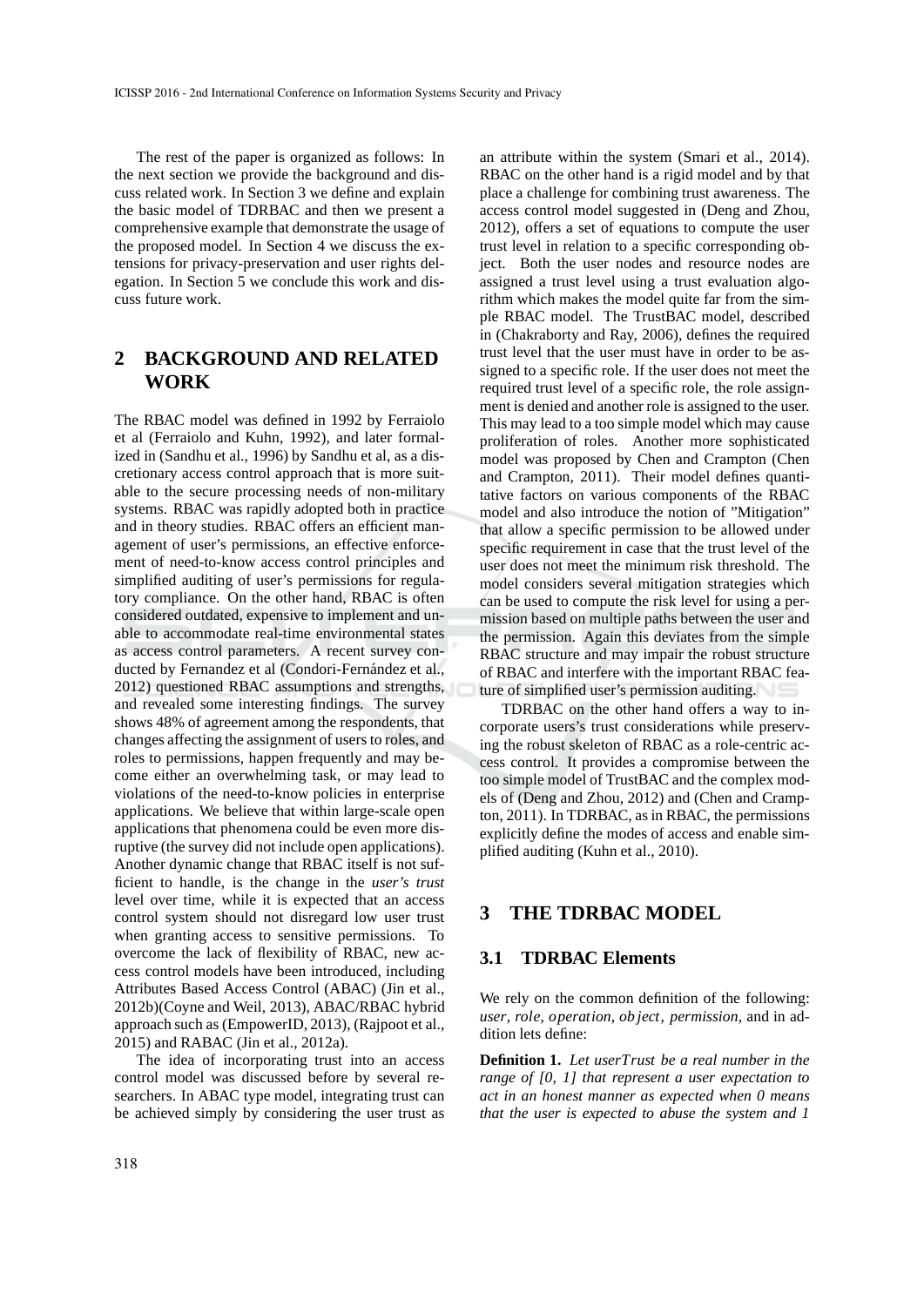The rest of the paper is organized as follows: In the next section we provide the background and discuss related work. In Section 3 we define and explain the basic model of TDRBAC and then we present a comprehensive example that demonstrate the usage of the proposed model. In Section 4 we discuss the extensions for privacy-preservation and user rights delegation. In Section 5 we conclude this work and discuss future work.

## 2 BACKGROUND AND RELATED WORK

The RBAC model was defined in 1992 by Ferraiolo et al (Ferraiolo and Kuhn, 1992), and later formalized in (Sandhu et al., 1996) by Sandhu et al, as a discretionary access control approach that is more suitable to the secure processing needs of non-military systems. RBAC was rapidly adopted both in practice and in theory studies. RBAC offers an efficient management of user's permissions, an effective enforcement of need-to-know access control principles and simplified auditing of user's permissions for regulatory compliance. On the other hand, RBAC is often considered outdated, expensive to implement and unable to accommodate real-time environmental states as access control parameters. A recent survey conducted by Fernandez et al (Condori-Fernández et al., 2012) questioned RBAC assumptions and strengths, and revealed some interesting findings. The survey shows 48% of agreement among the respondents, that changes affecting the assignment of users to roles, and roles to permissions, happen frequently and may become either an overwhelming task, or may lead to violations of the need-to-know policies in enterprise applications. We believe that within large-scale open applications that phenomena could be even more disruptive (the survey did not include open applications). Another dynamic change that RBAC itself is not sufficient to handle, is the change in the *user's trust* level over time, while it is expected that an access control system should not disregard low user trust when granting access to sensitive permissions. To overcome the lack of flexibility of RBAC, new access control models have been introduced, including Attributes Based Access Control (ABAC) (Jin et al., 2012b)(Coyne and Weil, 2013), ABAC/RBAC hybrid approach such as (EmpowerID, 2013), (Rajpoot et al., 2015) and RABAC (Jin et al., 2012a).

The idea of incorporating trust into an access control model was discussed before by several researchers. In ABAC type model, integrating trust can be achieved simply by considering the user trust as an attribute within the system (Smari et al., 2014). RBAC on the other hand is a rigid model and by that place a challenge for combining trust awareness. The access control model suggested in (Deng and Zhou, 2012), offers a set of equations to compute the user trust level in relation to a specific corresponding object. Both the user nodes and resource nodes are assigned a trust level using a trust evaluation algorithm which makes the model quite far from the simple RBAC model. The TrustBAC model, described in (Chakraborty and Ray, 2006), defines the required trust level that the user must have in order to be assigned to a specific role. If the user does not meet the required trust level of a specific role, the role assignment is denied and another role is assigned to the user. This may lead to a too simple model which may cause proliferation of roles. Another more sophisticated model was proposed by Chen and Crampton (Chen and Crampton, 2011). Their model defines quantitative factors on various components of the RBAC model and also introduce the notion of "Mitigation" that allow a specific permission to be allowed under specific requirement in case that the trust level of the user does not meet the minimum risk threshold. The model considers several mitigation strategies which can be used to compute the risk level for using a permission based on multiple paths between the user and the permission. Again this deviates from the simple RBAC structure and may impair the robust structure of RBAC and interfere with the important RBAC feature of simplified user's permission auditing.

TDRBAC on the other hand offers a way to incorporate users's trust considerations while preserving the robust skeleton of RBAC as a role-centric access control. It provides a compromise between the too simple model of TrustBAC and the complex models of (Deng and Zhou, 2012) and (Chen and Crampton, 2011). In TDRBAC, as in RBAC, the permissions explicitly define the modes of access and enable simplified auditing (Kuhn et al., 2010).

## 3 THE TDRBAC MODEL

### 3.1 TDRBAC Elements

We rely on the common definition of the following: *user*, *role*, *operation*, *object*, *permission*, and in addition lets define:

**Definition 1.** *Let userTrust be a real number in the range of [0, 1] that represent a user expectation to act in an honest manner as expected when 0 means that the user is expected to abuse the system and 1*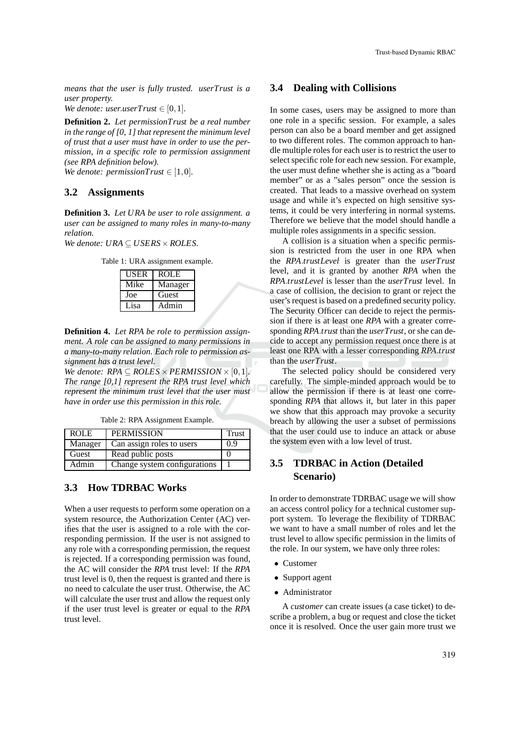*means that the user is fully trusted. userTrust is a user property.*
*We denote: user.userTrust* $\in [0,1]$.

**Definition 2.** *Let permissionTrust be a real number in the range of [0, 1] that represent the minimum level of trust that a user must have in order to use the permission, in a specific role to permission assignment (see RPA definition below).*
*We denote: permissionTrust* $\in [1,0]$.

## 3.2 Assignments

**Definition 3.** *Let URA be user to role assignment. a user can be assigned to many roles in many-to-many relation.*
*We denote:* $URA \subseteq USERS \times ROLES$.

Table 1: URA assignment example.

| USER | ROLE |
|---|---|
| Mike | Manager |
| Joe | Guest |
| Lisa | Admin |

**Definition 4.** *Let RPA be role to permission assignment. A role can be assigned to many permissions in a many-to-many relation. Each role to permission assignment has a trust level.*
*We denote:* $RPA \subseteq ROLES \times PERMISSION \times [0,1]$. *The range [0,1] represent the RPA trust level which represent the minimum trust level that the user must have in order use this permission in this role.*

Table 2: RPA Assignment Example.

| ROLE | PERMISSION | Trust |
|---|---|---|
| Manager | Can assign roles to users | 0.9 |
| Guest | Read public posts | 0 |
| Admin | Change system configurations | 1 |

## 3.3 How TDRBAC Works

When a user requests to perform some operation on a system resource, the Authorization Center (AC) verifies that the user is assigned to a role with the corresponding permission. If the user is not assigned to any role with a corresponding permission, the request is rejected. If a corresponding permission was found, the AC will consider the *RPA* trust level: If the *RPA* trust level is 0, then the request is granted and there is no need to calculate the user trust. Otherwise, the AC will calculate the user trust and allow the request only if the user trust level is greater or equal to the *RPA* trust level.

## 3.4 Dealing with Collisions

In some cases, users may be assigned to more than one role in a specific session. For example, a sales person can also be a board member and get assigned to two different roles. The common approach to handle multiple roles for each user is to restrict the user to select specific role for each new session. For example, the user must define whether she is acting as a "board member" or as a "sales person" once the session is created. That leads to a massive overhead on system usage and while it's expected on high sensitive systems, it could be very interfering in normal systems. Therefore we believe that the model should handle a multiple roles assignments in a specific session.

A collision is a situation when a specific permission is restricted from the user in one RPA when the *RPA.trustLevel* is greater than the *userTrust* level, and it is granted by another *RPA* when the *RPA.trustLevel* is lesser than the *userTrust* level. In a case of collision, the decision to grant or reject the user's request is based on a predefined security policy. The Security Officer can decide to reject the permission if there is at least one *RPA* with a greater corresponding *RPA.trust* than the *userTrust*, or she can decide to accept any permission request once there is at least one RPA with a lesser corresponding *RPA.trust* than the *userTrust*.

The selected policy should be considered very carefully. The simple-minded approach would be to allow the permission if there is at least one corresponding *RPA* that allows it, but later in this paper we show that this approach may provoke a security breach by allowing the user a subset of permissions that the user could use to induce an attack or abuse the system even with a low level of trust.

## 3.5 TDRBAC in Action (Detailed Scenario)

In order to demonstrate TDRBAC usage we will show an access control policy for a technical customer support system. To leverage the flexibility of TDRBAC we want to have a small number of roles and let the trust level to allow specific permission in the limits of the role. In our system, we have only three roles:

- Customer
- Support agent
- Administrator

A *customer* can create issues (a case ticket) to describe a problem, a bug or request and close the ticket once it is resolved. Once the user gain more trust we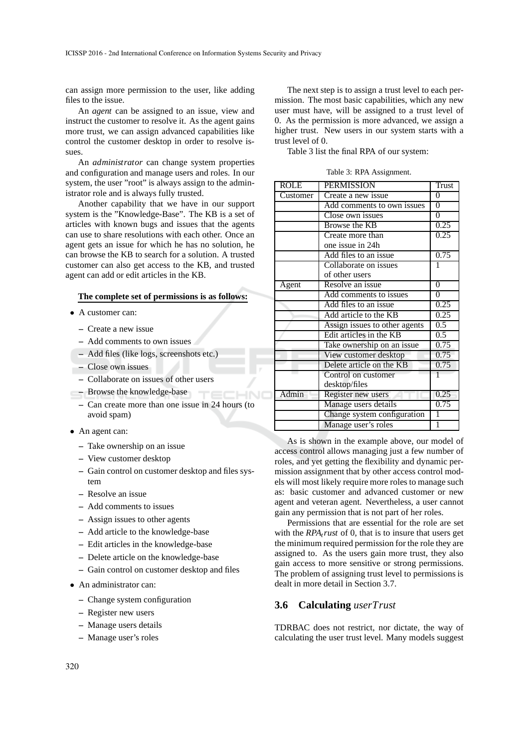can assign more permission to the user, like adding files to the issue.

An *agent* can be assigned to an issue, view and instruct the customer to resolve it. As the agent gains more trust, we can assign advanced capabilities like control the customer desktop in order to resolve issues.

An *administrator* can change system properties and configuration and manage users and roles. In our system, the user "root" is always assign to the administrator role and is always fully trusted.

Another capability that we have in our support system is the "Knowledge-Base". The KB is a set of articles with known bugs and issues that the agents can use to share resolutions with each other. Once an agent gets an issue for which he has no solution, he can browse the KB to search for a solution. A trusted customer can also get access to the KB, and trusted agent can add or edit articles in the KB.

**The complete set of permissions is as follows:**

- A customer can:
  - Create a new issue
  - Add comments to own issues
  - Add files (like logs, screenshots etc.)
  - Close own issues
  - Collaborate on issues of other users
  - Browse the knowledge-base
  - Can create more than one issue in 24 hours (to avoid spam)
- An agent can:
  - Take ownership on an issue
  - View customer desktop
  - Gain control on customer desktop and files system
  - Resolve an issue
  - Add comments to issues
  - Assign issues to other agents
  - Add article to the knowledge-base
  - Edit articles in the knowledge-base
  - Delete article on the knowledge-base
  - Gain control on customer desktop and files
- An administrator can:
  - Change system configuration
  - Register new users
  - Manage users details
  - Manage user's roles

The next step is to assign a trust level to each permission. The most basic capabilities, which any new user must have, will be assigned to a trust level of 0. As the permission is more advanced, we assign a higher trust. New users in our system starts with a trust level of 0.

Table 3 list the final RPA of our system:

Table 3: RPA Assignment.

| ROLE | PERMISSION | Trust |
|---|---|---|
| Customer | Create a new issue | 0 |
| | Add comments to own issues | 0 |
| | Close own issues | 0 |
| | Browse the KB | 0.25 |
| | Create more than one issue in 24h | 0.25 |
| | Add files to an issue | 0.75 |
| | Collaborate on issues of other users | 1 |
| Agent | Resolve an issue | 0 |
| | Add comments to issues | 0 |
| | Add files to an issue | 0.25 |
| | Add article to the KB | 0.25 |
| | Assign issues to other agents | 0.5 |
| | Edit articles in the KB | 0.5 |
| | Take ownership on an issue | 0.75 |
| | View customer desktop | 0.75 |
| | Delete article on the KB | 0.75 |
| | Control on customer desktop/files | 1 |
| Admin | Register new users | 0.25 |
| | Manage users details | 0.75 |
| | Change system configuration | 1 |
| | Manage user's roles | 1 |

As is shown in the example above, our model of access control allows managing just a few number of roles, and yet getting the flexibility and dynamic permission assignment that by other access control models will most likely require more roles to manage such as: basic customer and advanced customer or new agent and veteran agent. Nevertheless, a user cannot gain any permission that is not part of her roles.

Permissions that are essential for the role are set with the $RPA_trust$ of 0, that is to insure that users get the minimum required permission for the role they are assigned to. As the users gain more trust, they also gain access to more sensitive or strong permissions. The problem of assigning trust level to permissions is dealt in more detail in Section 3.7.

### 3.6 Calculating *userTrust*

TDRBAC does not restrict, nor dictate, the way of calculating the user trust level. Many models suggest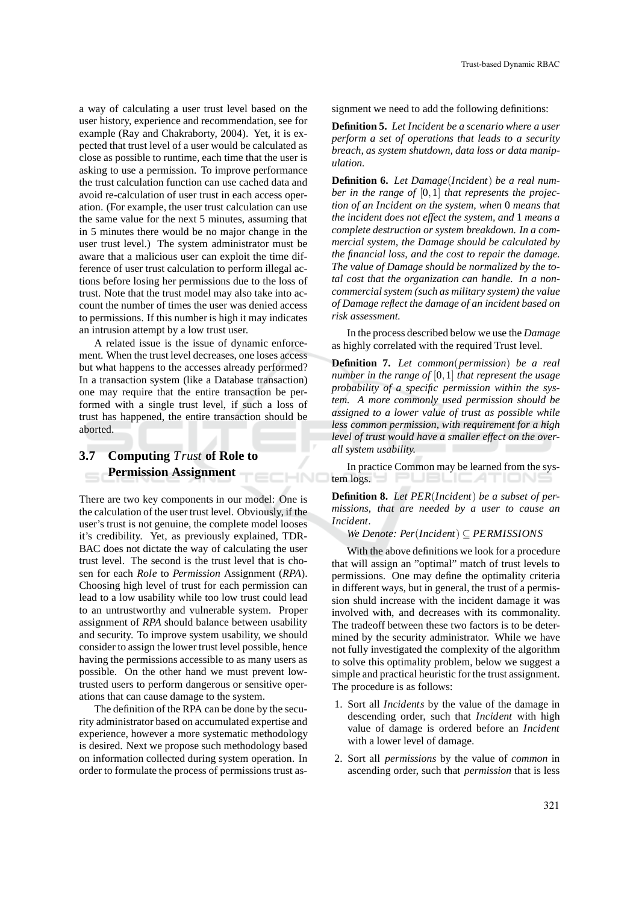a way of calculating a user trust level based on the user history, experience and recommendation, see for example (Ray and Chakraborty, 2004). Yet, it is expected that trust level of a user would be calculated as close as possible to runtime, each time that the user is asking to use a permission. To improve performance the trust calculation function can use cached data and avoid re-calculation of user trust in each access operation. (For example, the user trust calculation can use the same value for the next 5 minutes, assuming that in 5 minutes there would be no major change in the user trust level.) The system administrator must be aware that a malicious user can exploit the time difference of user trust calculation to perform illegal actions before losing her permissions due to the loss of trust. Note that the trust model may also take into account the number of times the user was denied access to permissions. If this number is high it may indicates an intrusion attempt by a low trust user.

A related issue is the issue of dynamic enforcement. When the trust level decreases, one loses access but what happens to the accesses already performed? In a transaction system (like a Database transaction) one may require that the entire transaction be performed with a single trust level, if such a loss of trust has happened, the entire transaction should be aborted.

### 3.7 Computing *Trust* of Role to Permission Assignment

There are two key components in our model: One is the calculation of the user trust level. Obviously, if the user's trust is not genuine, the complete model looses it's credibility. Yet, as previously explained, TDRBAC does not dictate the way of calculating the user trust level. The second is the trust level that is chosen for each *Role* to *Permission* Assignment (*RPA*). Choosing high level of trust for each permission can lead to a low usability while too low trust could lead to an untrustworthy and vulnerable system. Proper assignment of *RPA* should balance between usability and security. To improve system usability, we should consider to assign the lower trust level possible, hence having the permissions accessible to as many users as possible. On the other hand we must prevent low-trusted users to perform dangerous or sensitive operations that can cause damage to the system.

The definition of the RPA can be done by the security administrator based on accumulated expertise and experience, however a more systematic methodology is desired. Next we propose such methodology based on information collected during system operation. In order to formulate the process of permissions trust assignment we need to add the following definitions:

**Definition 5.** *Let Incident be a scenario where a user perform a set of operations that leads to a security breach, as system shutdown, data loss or data manipulation.*

**Definition 6.** *Let $Damage(Incident)$ be a real number in the range of $[0,1]$ that represents the projection of an Incident on the system, when 0 means that the incident does not effect the system, and 1 means a complete destruction or system breakdown. In a commercial system, the Damage should be calculated by the financial loss, and the cost to repair the damage. The value of Damage should be normalized by the total cost that the organization can handle. In a non-commercial system (such as military system) the value of Damage reflect the damage of an incident based on risk assessment.*

In the process described below we use the *Damage* as highly correlated with the required Trust level.

**Definition 7.** *Let $common(permission)$ be a real number in the range of $[0,1]$ that represent the usage probability of a specific permission within the system. A more commonly used permission should be assigned to a lower value of trust as possible while less common permission, with requirement for a high level of trust would have a smaller effect on the overall system usability.*

In practice Common may be learned from the system logs.

**Definition 8.** *Let $PER(Incident)$ be a subset of permissions, that are needed by a user to cause an $Incident$.*

*We Denote: $Per(Incident) \subseteq PERMISSIONS$*

With the above definitions we look for a procedure that will assign an "optimal" match of trust levels to permissions. One may define the optimality criteria in different ways, but in general, the trust of a permission shuld increase with the incident damage it was involved with, and decreases with its commonality. The tradeoff between these two factors is to be determined by the security administrator. While we have not fully investigated the complexity of the algorithm to solve this optimality problem, below we suggest a simple and practical heuristic for the trust assignment. The procedure is as follows:

1. Sort all *Incidents* by the value of the damage in descending order, such that *Incident* with high value of damage is ordered before an *Incident* with a lower level of damage.
2. Sort all *permissions* by the value of *common* in ascending order, such that *permission* that is less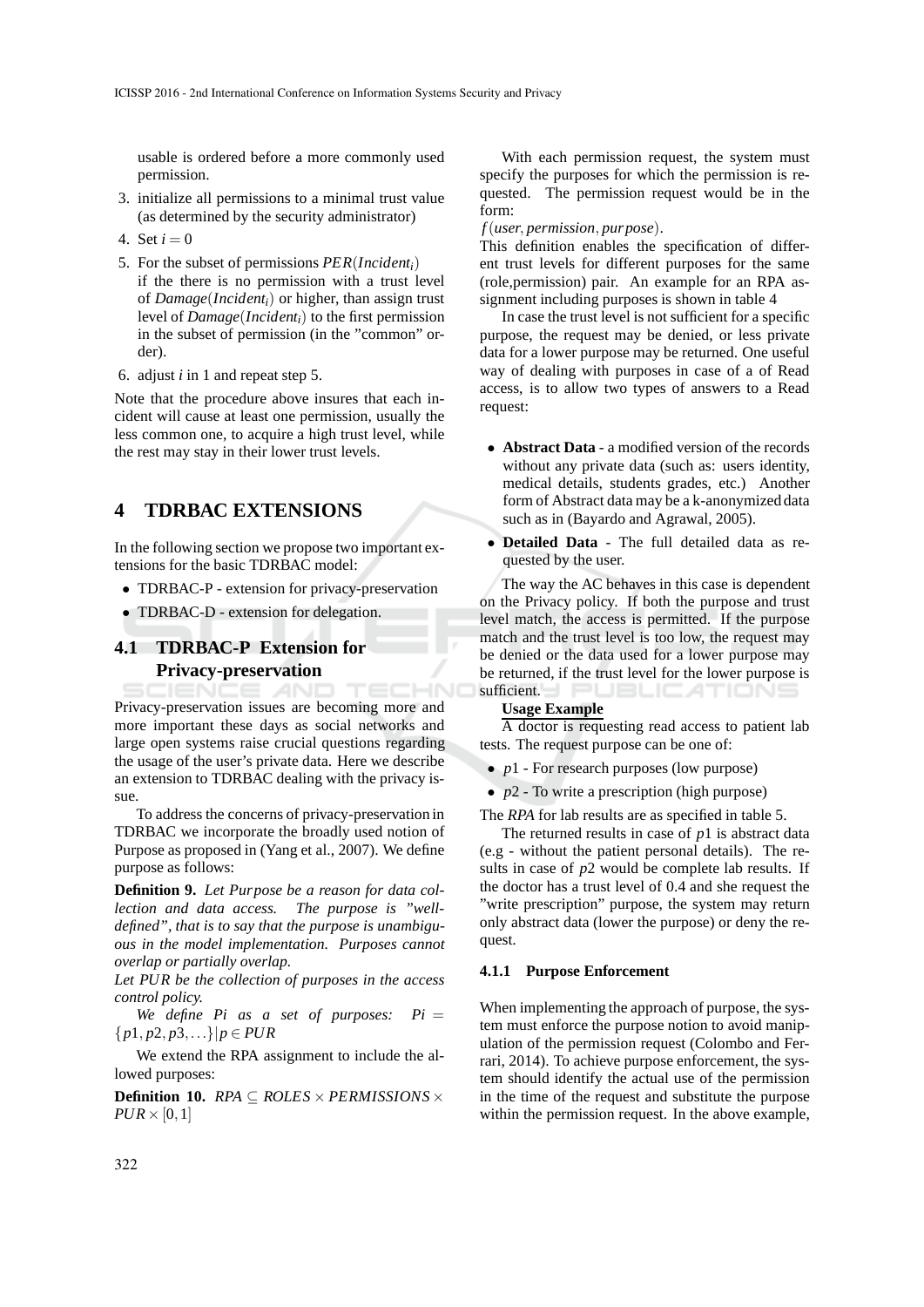usable is ordered before a more commonly used permission.

3. initialize all permissions to a minimal trust value (as determined by the security administrator)
4. Set $i = 0$
5. For the subset of permissions $PER(Incident_i)$ if the there is no permission with a trust level of $Damage(Incident_i)$ or higher, than assign trust level of $Damage(Incident_i)$ to the first permission in the subset of permission (in the "common" order).
6. adjust $i$ in 1 and repeat step 5.

Note that the procedure above insures that each incident will cause at least one permission, usually the less common one, to acquire a high trust level, while the rest may stay in their lower trust levels.

# 4 TDRBAC EXTENSIONS

In the following section we propose two important extensions for the basic TDRBAC model:

- TDRBAC-P - extension for privacy-preservation
- TDRBAC-D - extension for delegation.

## 4.1 TDRBAC-P Extension for Privacy-preservation

Privacy-preservation issues are becoming more and more important these days as social networks and large open systems raise crucial questions regarding the usage of the user's private data. Here we describe an extension to TDRBAC dealing with the privacy issue.

To address the concerns of privacy-preservation in TDRBAC we incorporate the broadly used notion of Purpose as proposed in (Yang et al., 2007). We define purpose as follows:

**Definition 9.** *Let Purpose be a reason for data collection and data access. The purpose is "well-defined", that is to say that the purpose is unambiguous in the model implementation. Purposes cannot overlap or partially overlap.*

*Let PUR be the collection of purposes in the access control policy.*

*We define Pi as a set of purposes:* $Pi = \{p1, p2, p3, \ldots\} | p \in PUR$

We extend the RPA assignment to include the allowed purposes:

**Definition 10.** $RPA \subseteq ROLES \times PERMISSIONS \times PUR \times [0,1]$

With each permission request, the system must specify the purposes for which the permission is requested. The permission request would be in the form:

$f(user, permission, purpose)$.

This definition enables the specification of different trust levels for different purposes for the same (role,permission) pair. An example for an RPA assignment including purposes is shown in table 4

In case the trust level is not sufficient for a specific purpose, the request may be denied, or less private data for a lower purpose may be returned. One useful way of dealing with purposes in case of a of Read access, is to allow two types of answers to a Read request:

- **Abstract Data** - a modified version of the records without any private data (such as: users identity, medical details, students grades, etc.) Another form of Abstract data may be a k-anonymized data such as in (Bayardo and Agrawal, 2005).
- **Detailed Data** - The full detailed data as requested by the user.

The way the AC behaves in this case is dependent on the Privacy policy. If both the purpose and trust level match, the access is permitted. If the purpose match and the trust level is too low, the request may be denied or the data used for a lower purpose may be returned, if the trust level for the lower purpose is sufficient.

**Usage Example**

A doctor is requesting read access to patient lab tests. The request purpose can be one of:

- $p1$ - For research purposes (low purpose)
- $p2$ - To write a prescription (high purpose)

The *RPA* for lab results are as specified in table 5.

The returned results in case of $p1$ is abstract data (e.g - without the patient personal details). The results in case of $p2$ would be complete lab results. If the doctor has a trust level of 0.4 and she request the "write prescription" purpose, the system may return only abstract data (lower the purpose) or deny the request.

### 4.1.1 Purpose Enforcement

When implementing the approach of purpose, the system must enforce the purpose notion to avoid manipulation of the permission request (Colombo and Ferrari, 2014). To achieve purpose enforcement, the system should identify the actual use of the permission in the time of the request and substitute the purpose within the permission request. In the above example,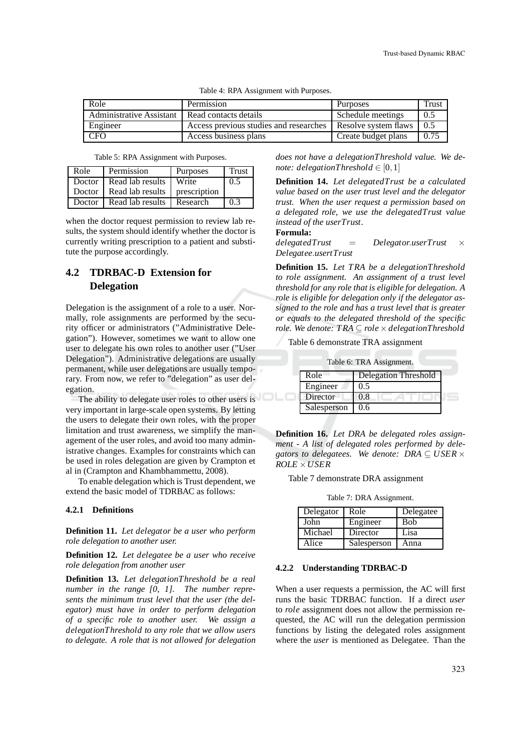Table 4: RPA Assignment with Purposes.

| Role | Permission | Purposes | Trust |
|---|---|---|---|
| Administrative Assistant | Read contacts details | Schedule meetings | 0.5 |
| Engineer | Access previous studies and researches | Resolve system flaws | 0.5 |
| CFO | Access business plans | Create budget plans | 0.75 |

Table 5: RPA Assignment with Purposes.

| Role | Permission | Purposes | Trust |
|---|---|---|---|
| Doctor | Read lab results | Write | 0.5 |
| Doctor | Read lab results | prescription | |
| Doctor | Read lab results | Research | 0.3 |

when the doctor request permission to review lab results, the system should identify whether the doctor is currently writing prescription to a patient and substitute the purpose accordingly.

## 4.2 TDRBAC-D Extension for Delegation

Delegation is the assignment of a role to a user. Normally, role assignments are performed by the security officer or administrators ("Administrative Delegation"). However, sometimes we want to allow one user to delegate his own roles to another user ("User Delegation"). Administrative delegations are usually permanent, while user delegations are usually temporary. From now, we refer to "delegation" as user delegation.

The ability to delegate user roles to other users is very important in large-scale open systems. By letting the users to delegate their own roles, with the proper limitation and trust awareness, we simplify the management of the user roles, and avoid too many administrative changes. Examples for constraints which can be used in roles delegation are given by Crampton et al in (Crampton and Khambhammettu, 2008).

To enable delegation which is Trust dependent, we extend the basic model of TDRBAC as follows:

### 4.2.1 Definitions

**Definition 11.** *Let delegator be a user who perform role delegation to another user.*

**Definition 12.** *Let delegatee be a user who receive role delegation from another user*

**Definition 13.** *Let delegationThreshold be a real number in the range [0, 1]. The number represents the minimum trust level that the user (the delegator) must have in order to perform delegation of a specific role to another user. We assign a delegationThreshold to any role that we allow users to delegate. A role that is not allowed for delegation does not have a delegationThreshold value. We denote: delegationThreshold* $\in [0,1]$

**Definition 14.** *Let delegatedTrust be a calculated value based on the user trust level and the delegator trust. When the user request a permission based on a delegated role, we use the delegatedTrust value instead of the userTrust.*

**Formula:**

$delegatedTrust = Delegator.userTrust \times Delegatee.usertTrust$

**Definition 15.** *Let TRA be a delegationThreshold to role assignment. An assignment of a trust level threshold for any role that is eligible for delegation. A role is eligible for delegation only if the delegator assigned to the role and has a trust level that is greater or equals to the delegated threshold of the specific role. We denote:* $TRA \subseteq role \times delegationThreshold$

Table 6 demonstrate TRA assignment

Table 6: TRA Assignment.

| Role | Delegation Threshold |
|---|---|
| Engineer | 0.5 |
| Director | 0.8 |
| Salesperson | 0.6 |

**Definition 16.** *Let DRA be delegated roles assignment - A list of delegated roles performed by delegators to delegatees. We denote:* $DRA \subseteq USER \times ROLE \times USER$

Table 7 demonstrate DRA assignment

Table 7: DRA Assignment.

| Delegator | Role | Delegatee |
|---|---|---|
| John | Engineer | Bob |
| Michael | Director | Lisa |
| Alice | Salesperson | Anna |

### 4.2.2 Understanding TDRBAC-D

When a user requests a permission, the AC will first runs the basic TDRBAC function. If a direct *user* to *role* assignment does not allow the permission requested, the AC will run the delegation permission functions by listing the delegated roles assignment where the *user* is mentioned as Delegatee. Than the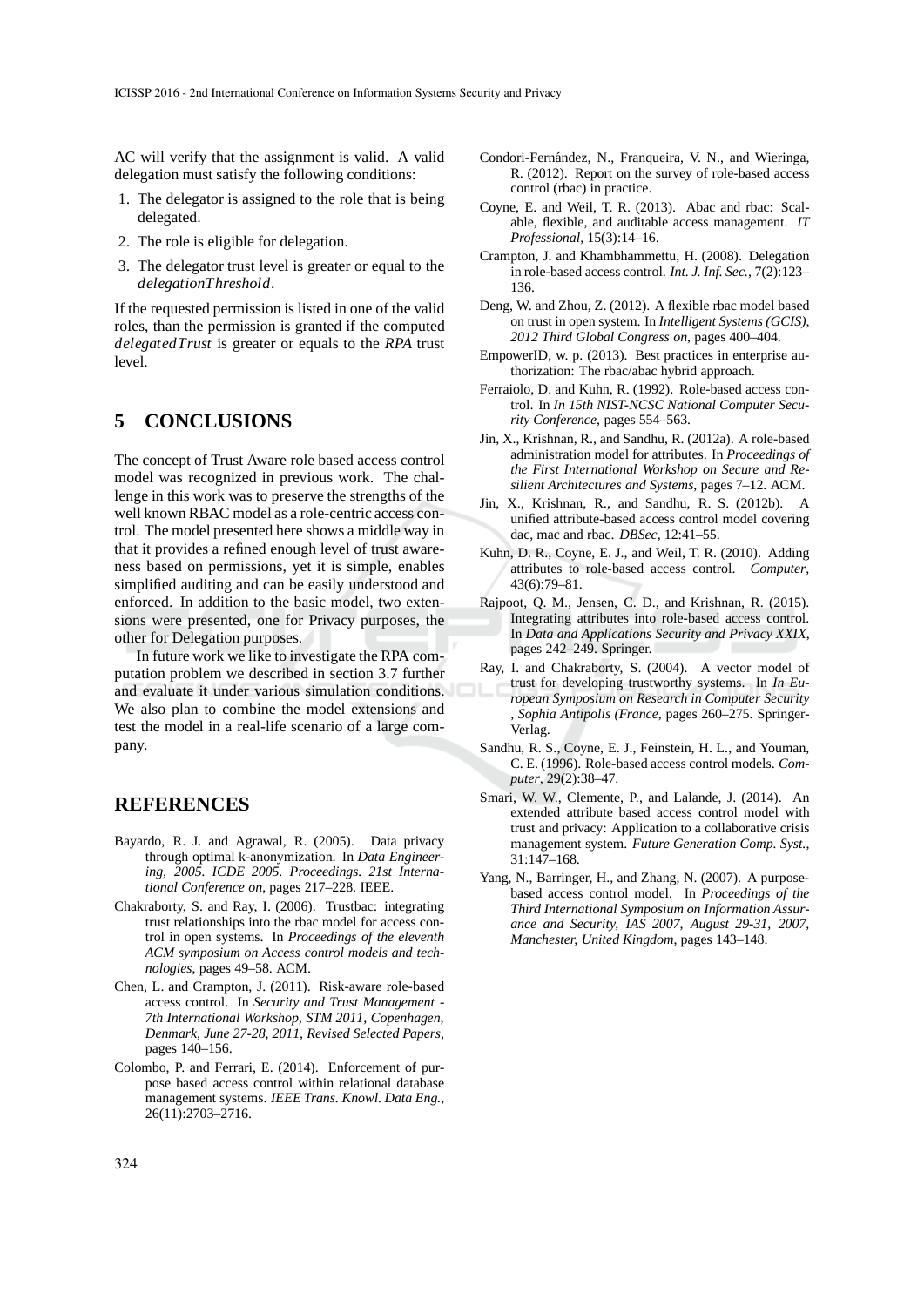AC will verify that the assignment is valid. A valid delegation must satisfy the following conditions:

1. The delegator is assigned to the role that is being delegated.
2. The role is eligible for delegation.
3. The delegator trust level is greater or equal to the $delegationThreshold$.

If the requested permission is listed in one of the valid roles, than the permission is granted if the computed $delegatedTrust$ is greater or equals to the *RPA* trust level.

## 5 CONCLUSIONS

The concept of Trust Aware role based access control model was recognized in previous work. The challenge in this work was to preserve the strengths of the well known RBAC model as a role-centric access control. The model presented here shows a middle way in that it provides a refined enough level of trust awareness based on permissions, yet it is simple, enables simplified auditing and can be easily understood and enforced. In addition to the basic model, two extensions were presented, one for Privacy purposes, the other for Delegation purposes.

In future work we like to investigate the RPA computation problem we described in section 3.7 further and evaluate it under various simulation conditions. We also plan to combine the model extensions and test the model in a real-life scenario of a large company.

## REFERENCES

Bayardo, R. J. and Agrawal, R. (2005). Data privacy through optimal k-anonymization. In *Data Engineering, 2005. ICDE 2005. Proceedings. 21st International Conference on*, pages 217–228. IEEE.

Chakraborty, S. and Ray, I. (2006). Trustbac: integrating trust relationships into the rbac model for access control in open systems. In *Proceedings of the eleventh ACM symposium on Access control models and technologies*, pages 49–58. ACM.

Chen, L. and Crampton, J. (2011). Risk-aware role-based access control. In *Security and Trust Management - 7th International Workshop, STM 2011, Copenhagen, Denmark, June 27-28, 2011, Revised Selected Papers*, pages 140–156.

Colombo, P. and Ferrari, E. (2014). Enforcement of purpose based access control within relational database management systems. *IEEE Trans. Knowl. Data Eng.*, 26(11):2703–2716.

Condori-Fernández, N., Franqueira, V. N., and Wieringa, R. (2012). Report on the survey of role-based access control (rbac) in practice.

Coyne, E. and Weil, T. R. (2013). Abac and rbac: Scalable, flexible, and auditable access management. *IT Professional*, 15(3):14–16.

Crampton, J. and Khambhammettu, H. (2008). Delegation in role-based access control. *Int. J. Inf. Sec.*, 7(2):123–136.

Deng, W. and Zhou, Z. (2012). A flexible rbac model based on trust in open system. In *Intelligent Systems (GCIS), 2012 Third Global Congress on*, pages 400–404.

EmpowerID, w. p. (2013). Best practices in enterprise authorization: The rbac/abac hybrid approach.

Ferraiolo, D. and Kuhn, R. (1992). Role-based access control. In *In 15th NIST-NCSC National Computer Security Conference*, pages 554–563.

Jin, X., Krishnan, R., and Sandhu, R. (2012a). A role-based administration model for attributes. In *Proceedings of the First International Workshop on Secure and Resilient Architectures and Systems*, pages 7–12. ACM.

Jin, X., Krishnan, R., and Sandhu, R. S. (2012b). A unified attribute-based access control model covering dac, mac and rbac. *DBSec*, 12:41–55.

Kuhn, D. R., Coyne, E. J., and Weil, T. R. (2010). Adding attributes to role-based access control. *Computer*, 43(6):79–81.

Rajpoot, Q. M., Jensen, C. D., and Krishnan, R. (2015). Integrating attributes into role-based access control. In *Data and Applications Security and Privacy XXIX*, pages 242–249. Springer.

Ray, I. and Chakraborty, S. (2004). A vector model of trust for developing trustworthy systems. In *In European Symposium on Research in Computer Security , Sophia Antipolis (France*, pages 260–275. Springer-Verlag.

Sandhu, R. S., Coyne, E. J., Feinstein, H. L., and Youman, C. E. (1996). Role-based access control models. *Computer*, 29(2):38–47.

Smari, W. W., Clemente, P., and Lalande, J. (2014). An extended attribute based access control model with trust and privacy: Application to a collaborative crisis management system. *Future Generation Comp. Syst.*, 31:147–168.

Yang, N., Barringer, H., and Zhang, N. (2007). A purpose-based access control model. In *Proceedings of the Third International Symposium on Information Assurance and Security, IAS 2007, August 29-31, 2007, Manchester, United Kingdom*, pages 143–148.